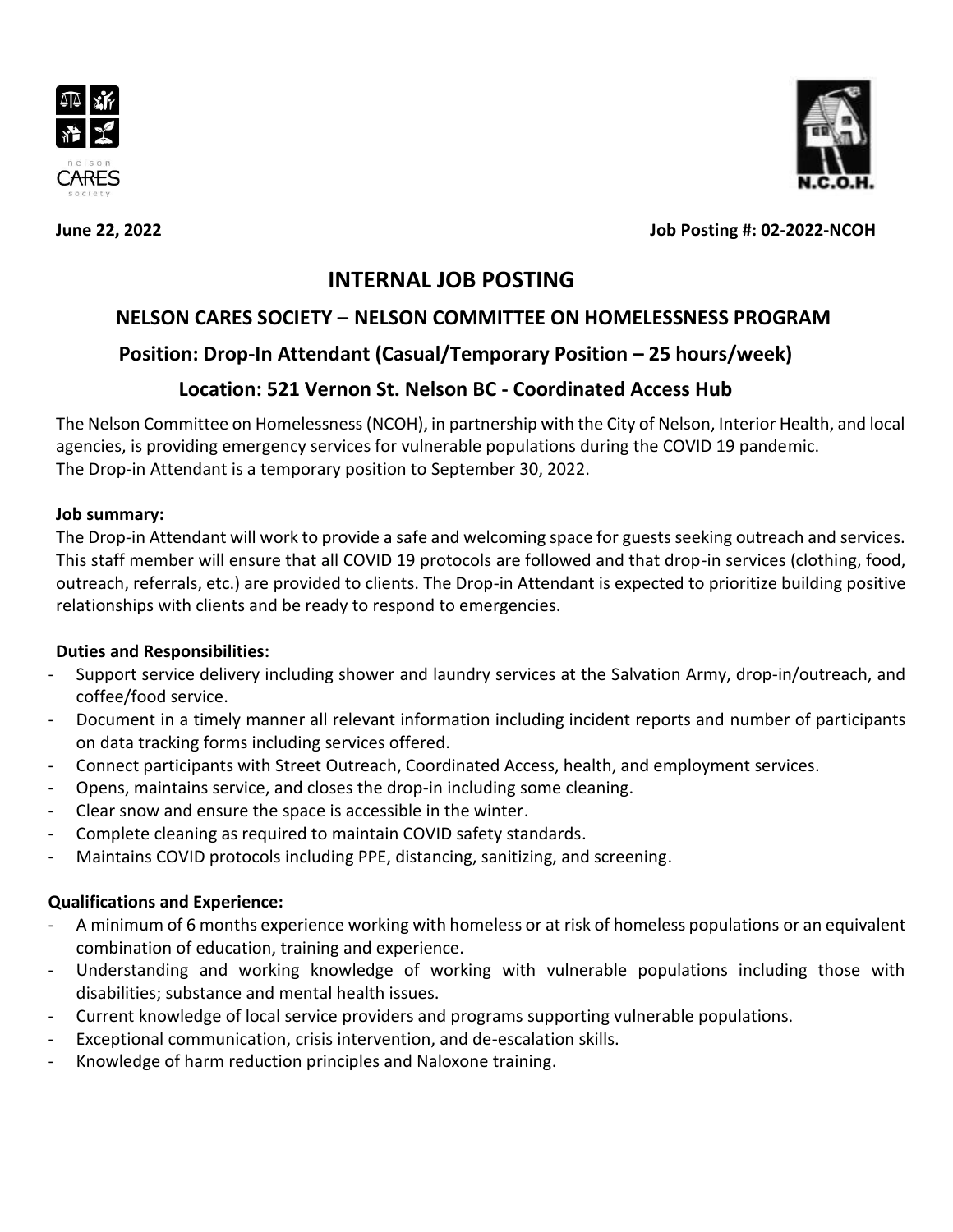June 22, 2022 Job Posting #: 02-2022-NCOH

# INTERNAL JOB POSTING

## NELSON CARES SOCIETY – NELSON COMMITTEE ON HOMELESSNESS PROGRAM

## Position: Drop-In Attendant (Casual/Temporary Position – 25 hours/week)

## Location: 521 Vernon St. Nelson BC - Coordinated Access Hub

The Nelson Committee on Homelessness (NCOH), in partnership with the City of Nelson, Interior Health, and local agencies, is providing emergency services for vulnerable populations during the COVID 19 pandemic. The Drop-in Attendant is a temporary position to September 30, 2022.

**Job summary:**

The Drop-in Attendant will work to provide a safe and welcoming space for guests seeking outreach and services. This staff member will ensure that all COVID 19 protocols are followed and that drop-in services (clothing, food, outreach, referrals, etc.) are provided to clients. The Drop-in Attendant is expected to prioritize building positive relationships with clients and be ready to respond to emergencies.

**Duties and Responsibilities:**

- Support service delivery including shower and laundry services at the Salvation Army, drop-in/outreach, and coffee/food service.
- Document in a timely manner all relevant information including incident reports and number of participants on data tracking forms including services offered.
- Connect participants with Street Outreach, Coordinated Access, health, and employment services.
- Opens, maintains service, and closes the drop-in including some cleaning.
- Clear snow and ensure the space is accessible in the winter.
- Complete cleaning as required to maintain COVID safety standards.
- Maintains COVID protocols including PPE, distancing, sanitizing, and screening.

**Qualifications and Experience:**

- A minimum of 6 months experience working with homeless or at risk of homeless populations or an equivalent combination of education, training and experience.
- Understanding and working knowledge of working with vulnerable populations including those with disabilities; substance and mental health issues.
- Current knowledge of local service providers and programs supporting vulnerable populations.
- Exceptional communication, crisis intervention, and de-escalation skills.
- Knowledge of harm reduction principles and Naloxone training.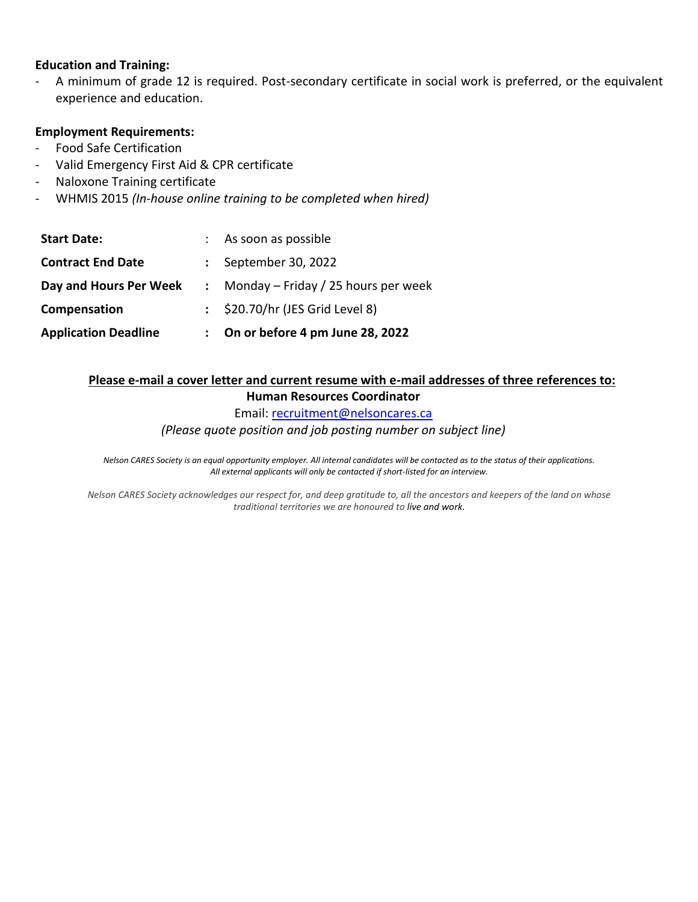**Education and Training:**

- A minimum of grade 12 is required. Post-secondary certificate in social work is preferred, or the equivalent experience and education.

**Employment Requirements:**

- Food Safe Certification
- Valid Emergency First Aid & CPR certificate
- Naloxone Training certificate
- WHMIS 2015 *(In-house online training to be completed when hired)*

| | | |
|---|---|---|
| **Start Date:** | : | As soon as possible |
| **Contract End Date** | : | September 30, 2022 |
| **Day and Hours Per Week** | : | Monday – Friday / 25 hours per week |
| **Compensation** | : | $20.70/hr (JES Grid Level 8) |
| **Application Deadline** | : | **On or before 4 pm June 28, 2022** |

**Please e-mail a cover letter and current resume with e-mail addresses of three references to:**

**Human Resources Coordinator**

Email: recruitment@nelsoncares.ca

*(Please quote position and job posting number on subject line)*

*Nelson CARES Society is an equal opportunity employer. All internal candidates will be contacted as to the status of their applications. All external applicants will only be contacted if short-listed for an interview.*

*Nelson CARES Society acknowledges our respect for, and deep gratitude to, all the ancestors and keepers of the land on whose traditional territories we are honoured to live and work.*